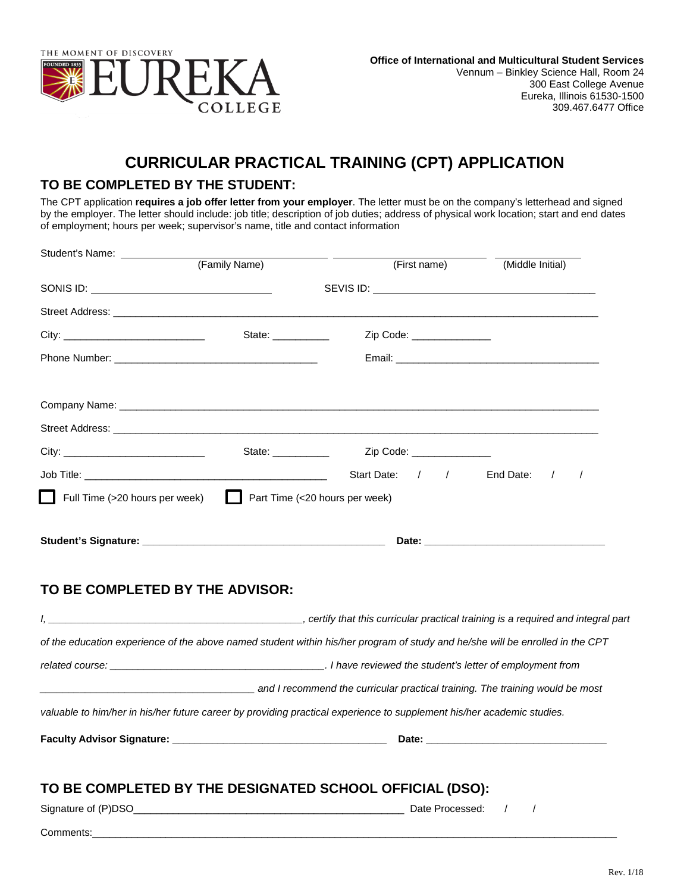THE MOMENT OF DISCOVERY
FOUNDED 1855
EUREKA COLLEGE

**Office of International and Multicultural Student Services**
Vennum – Binkley Science Hall, Room 24
300 East College Avenue
Eureka, Illinois 61530-1500
309.467.6477 Office

# CURRICULAR PRACTICAL TRAINING (CPT) APPLICATION

## TO BE COMPLETED BY THE STUDENT:

The CPT application **requires a job offer letter from your employer**. The letter must be on the company's letterhead and signed by the employer. The letter should include: job title; description of job duties; address of physical work location; start and end dates of employment; hours per week; supervisor's name, title and contact information

Student's Name: ______________________ ______________________ ______________
(Family Name) (First name) (Middle Initial)

SONIS ID: ______________________ SEVIS ID: ______________________

Street Address: ____________________________________________

City: ______________________ State: __________ Zip Code: ______________

Phone Number: ______________________ Email: ______________________

Company Name: ____________________________________________

Street Address: ____________________________________________

City: ______________________ State: __________ Zip Code: ______________

Job Title: ______________________ Start Date: / / End Date: / /

☐ Full Time (>20 hours per week) ☐ Part Time (<20 hours per week)

**Student's Signature: ______________________ Date: ______________________**

## TO BE COMPLETED BY THE ADVISOR:

*I, ______________________, certify that this curricular practical training is a required and integral part of the education experience of the above named student within his/her program of study and he/she will be enrolled in the CPT related course: ______________________. I have reviewed the student's letter of employment from ______________________ and I recommend the curricular practical training. The training would be most valuable to him/her in his/her future career by providing practical experience to supplement his/her academic studies.*

**Faculty Advisor Signature: ______________________ Date: ______________________**

## TO BE COMPLETED BY THE DESIGNATED SCHOOL OFFICIAL (DSO):

Signature of (P)DSO______________________ Date Processed: / /

Comments:____________________________________________

Rev. 1/18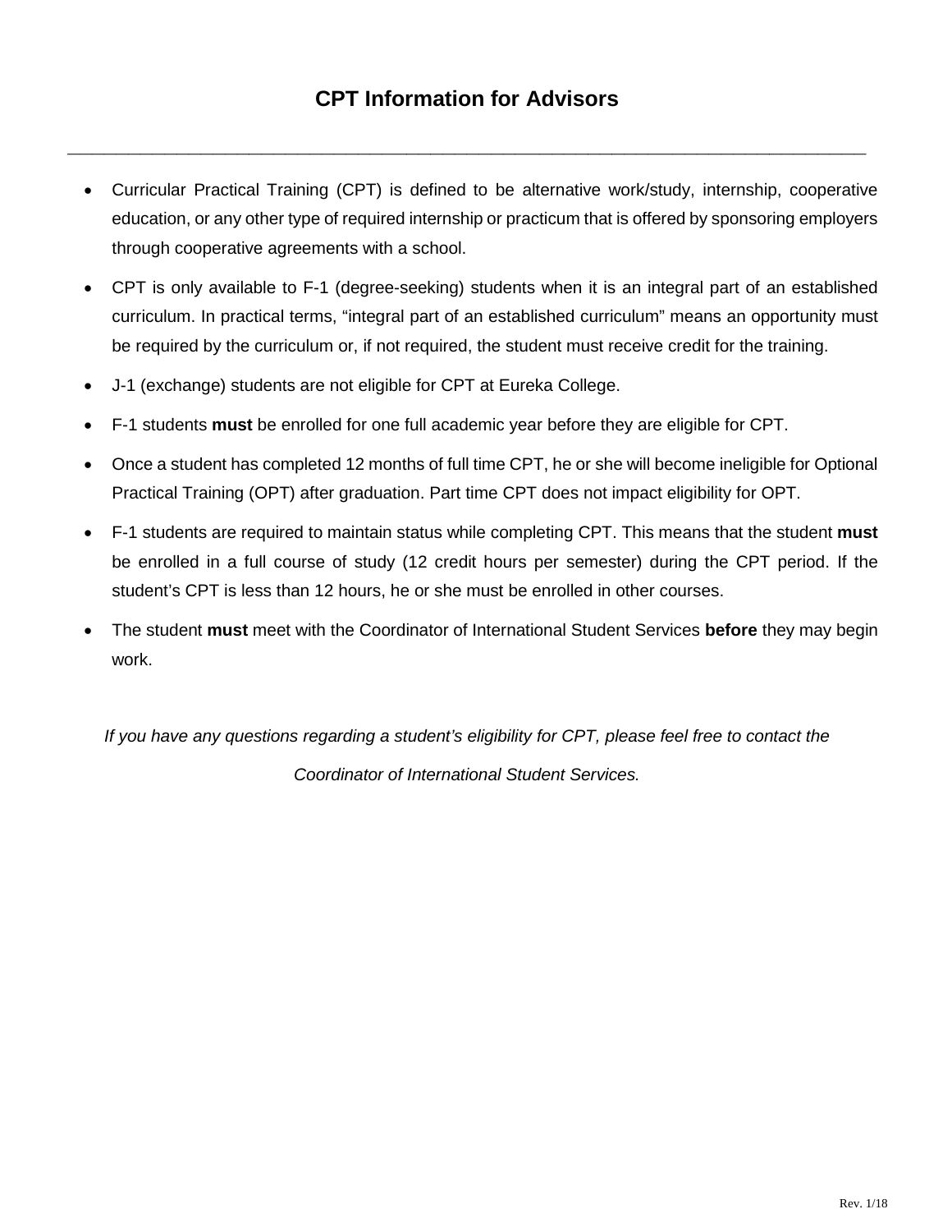# CPT Information for Advisors

---

- Curricular Practical Training (CPT) is defined to be alternative work/study, internship, cooperative education, or any other type of required internship or practicum that is offered by sponsoring employers through cooperative agreements with a school.
- CPT is only available to F-1 (degree-seeking) students when it is an integral part of an established curriculum. In practical terms, "integral part of an established curriculum" means an opportunity must be required by the curriculum or, if not required, the student must receive credit for the training.
- J-1 (exchange) students are not eligible for CPT at Eureka College.
- F-1 students **must** be enrolled for one full academic year before they are eligible for CPT.
- Once a student has completed 12 months of full time CPT, he or she will become ineligible for Optional Practical Training (OPT) after graduation. Part time CPT does not impact eligibility for OPT.
- F-1 students are required to maintain status while completing CPT. This means that the student **must** be enrolled in a full course of study (12 credit hours per semester) during the CPT period. If the student's CPT is less than 12 hours, he or she must be enrolled in other courses.
- The student **must** meet with the Coordinator of International Student Services **before** they may begin work.

*If you have any questions regarding a student's eligibility for CPT, please feel free to contact the Coordinator of International Student Services.*

Rev. 1/18